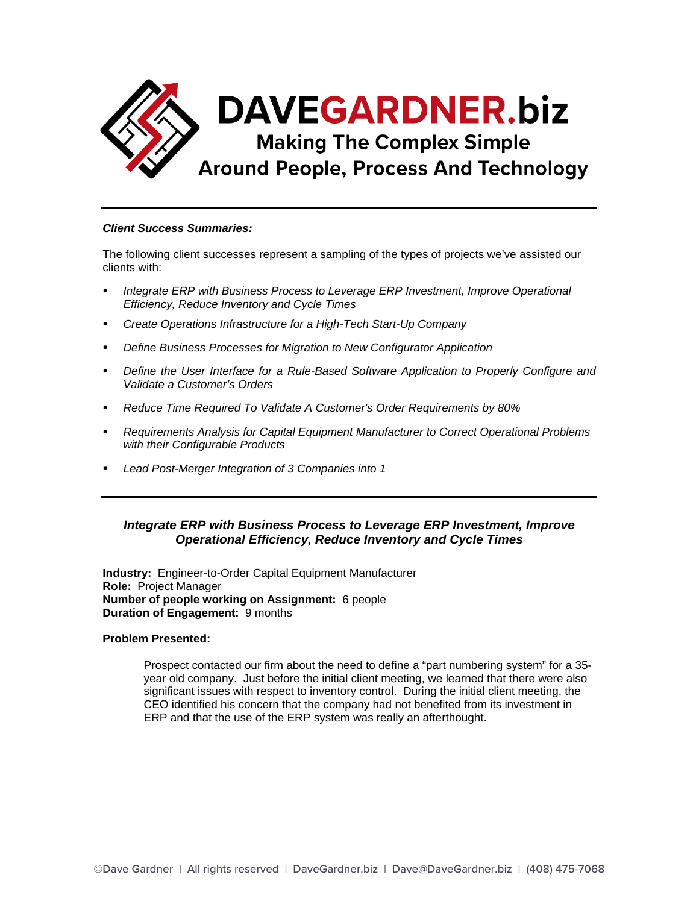# DAVEGARDNER.biz

**Making The Complex Simple**
**Around People, Process And Technology**

---

***Client Success Summaries:***

The following client successes represent a sampling of the types of projects we've assisted our clients with:

- *Integrate ERP with Business Process to Leverage ERP Investment, Improve Operational Efficiency, Reduce Inventory and Cycle Times*
- *Create Operations Infrastructure for a High-Tech Start-Up Company*
- *Define Business Processes for Migration to New Configurator Application*
- *Define the User Interface for a Rule-Based Software Application to Properly Configure and Validate a Customer's Orders*
- *Reduce Time Required To Validate A Customer's Order Requirements by 80%*
- *Requirements Analysis for Capital Equipment Manufacturer to Correct Operational Problems with their Configurable Products*
- *Lead Post-Merger Integration of 3 Companies into 1*

---

## *Integrate ERP with Business Process to Leverage ERP Investment, Improve Operational Efficiency, Reduce Inventory and Cycle Times*

**Industry:** Engineer-to-Order Capital Equipment Manufacturer
**Role:** Project Manager
**Number of people working on Assignment:** 6 people
**Duration of Engagement:** 9 months

**Problem Presented:**

> Prospect contacted our firm about the need to define a "part numbering system" for a 35-year old company. Just before the initial client meeting, we learned that there were also significant issues with respect to inventory control. During the initial client meeting, the CEO identified his concern that the company had not benefited from its investment in ERP and that the use of the ERP system was really an afterthought.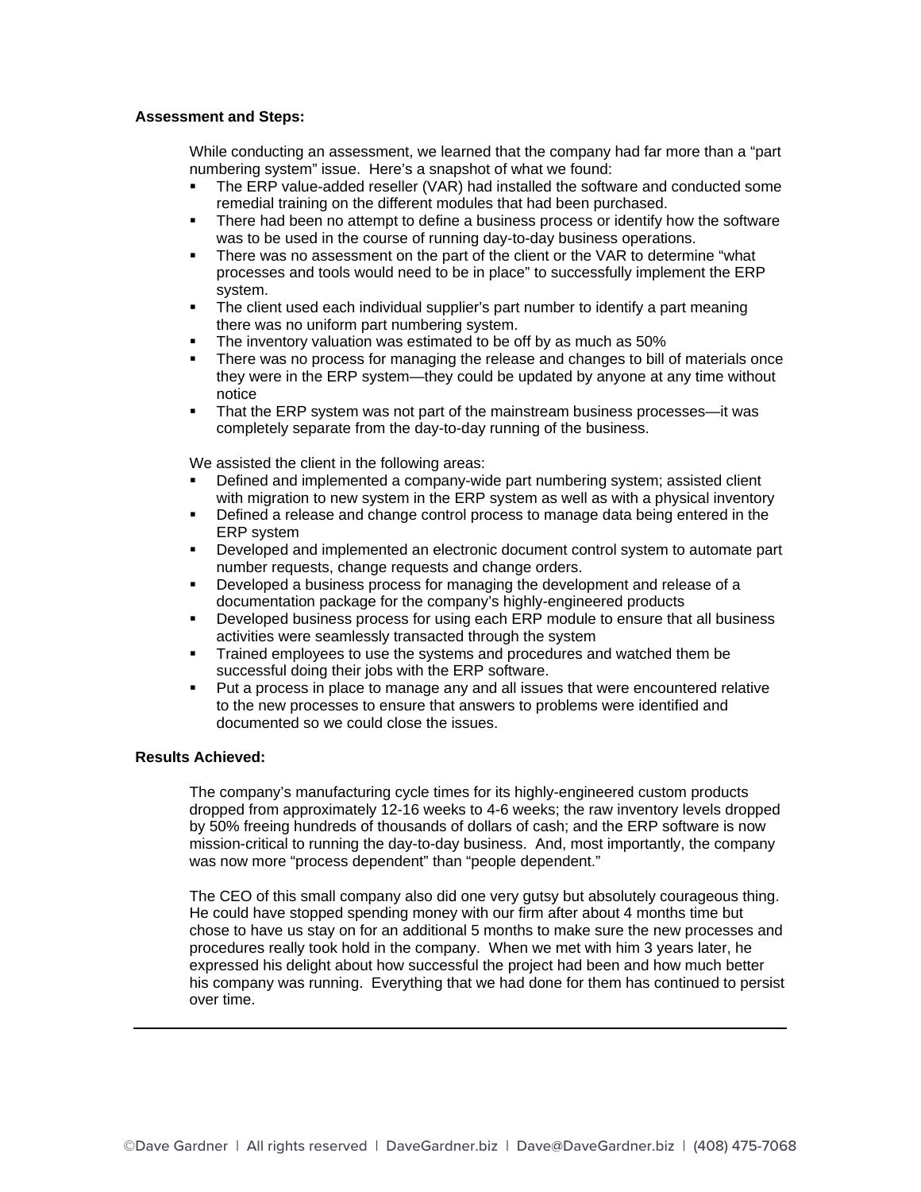**Assessment and Steps:**

While conducting an assessment, we learned that the company had far more than a "part numbering system" issue. Here's a snapshot of what we found:

- The ERP value-added reseller (VAR) had installed the software and conducted some remedial training on the different modules that had been purchased.
- There had been no attempt to define a business process or identify how the software was to be used in the course of running day-to-day business operations.
- There was no assessment on the part of the client or the VAR to determine "what processes and tools would need to be in place" to successfully implement the ERP system.
- The client used each individual supplier's part number to identify a part meaning there was no uniform part numbering system.
- The inventory valuation was estimated to be off by as much as 50%
- There was no process for managing the release and changes to bill of materials once they were in the ERP system—they could be updated by anyone at any time without notice
- That the ERP system was not part of the mainstream business processes—it was completely separate from the day-to-day running of the business.

We assisted the client in the following areas:

- Defined and implemented a company-wide part numbering system; assisted client with migration to new system in the ERP system as well as with a physical inventory
- Defined a release and change control process to manage data being entered in the ERP system
- Developed and implemented an electronic document control system to automate part number requests, change requests and change orders.
- Developed a business process for managing the development and release of a documentation package for the company's highly-engineered products
- Developed business process for using each ERP module to ensure that all business activities were seamlessly transacted through the system
- Trained employees to use the systems and procedures and watched them be successful doing their jobs with the ERP software.
- Put a process in place to manage any and all issues that were encountered relative to the new processes to ensure that answers to problems were identified and documented so we could close the issues.

**Results Achieved:**

The company's manufacturing cycle times for its highly-engineered custom products dropped from approximately 12-16 weeks to 4-6 weeks; the raw inventory levels dropped by 50% freeing hundreds of thousands of dollars of cash; and the ERP software is now mission-critical to running the day-to-day business. And, most importantly, the company was now more "process dependent" than "people dependent."

The CEO of this small company also did one very gutsy but absolutely courageous thing. He could have stopped spending money with our firm after about 4 months time but chose to have us stay on for an additional 5 months to make sure the new processes and procedures really took hold in the company. When we met with him 3 years later, he expressed his delight about how successful the project had been and how much better his company was running. Everything that we had done for them has continued to persist over time.

---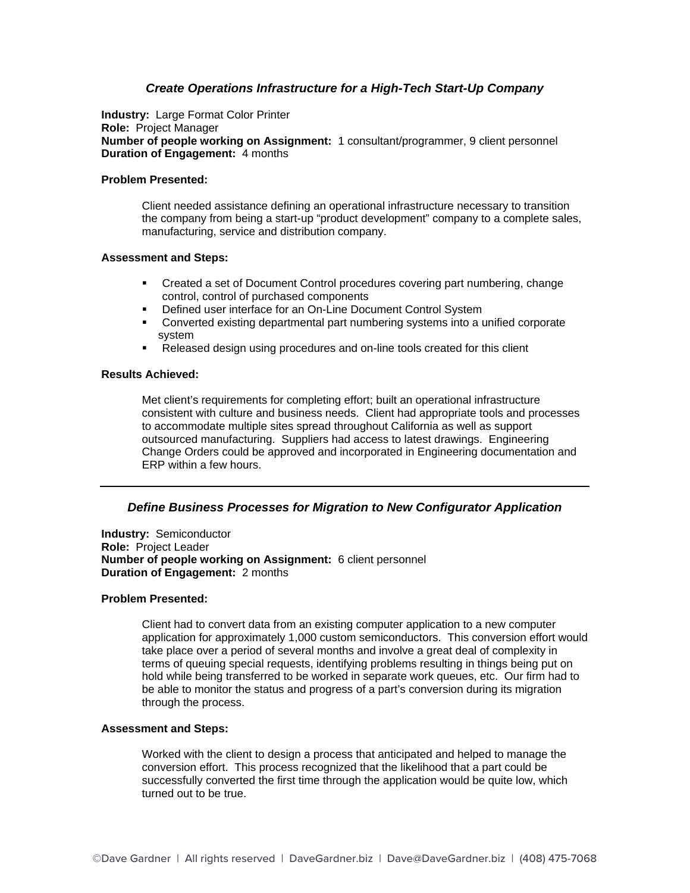### *Create Operations Infrastructure for a High-Tech Start-Up Company*

**Industry:** Large Format Color Printer
**Role:** Project Manager
**Number of people working on Assignment:** 1 consultant/programmer, 9 client personnel
**Duration of Engagement:** 4 months

**Problem Presented:**

Client needed assistance defining an operational infrastructure necessary to transition the company from being a start-up "product development" company to a complete sales, manufacturing, service and distribution company.

**Assessment and Steps:**

- Created a set of Document Control procedures covering part numbering, change control, control of purchased components
- Defined user interface for an On-Line Document Control System
- Converted existing departmental part numbering systems into a unified corporate system
- Released design using procedures and on-line tools created for this client

**Results Achieved:**

Met client's requirements for completing effort; built an operational infrastructure consistent with culture and business needs. Client had appropriate tools and processes to accommodate multiple sites spread throughout California as well as support outsourced manufacturing. Suppliers had access to latest drawings. Engineering Change Orders could be approved and incorporated in Engineering documentation and ERP within a few hours.

---

### *Define Business Processes for Migration to New Configurator Application*

**Industry:** Semiconductor
**Role:** Project Leader
**Number of people working on Assignment:** 6 client personnel
**Duration of Engagement:** 2 months

**Problem Presented:**

Client had to convert data from an existing computer application to a new computer application for approximately 1,000 custom semiconductors. This conversion effort would take place over a period of several months and involve a great deal of complexity in terms of queuing special requests, identifying problems resulting in things being put on hold while being transferred to be worked in separate work queues, etc. Our firm had to be able to monitor the status and progress of a part's conversion during its migration through the process.

**Assessment and Steps:**

Worked with the client to design a process that anticipated and helped to manage the conversion effort. This process recognized that the likelihood that a part could be successfully converted the first time through the application would be quite low, which turned out to be true.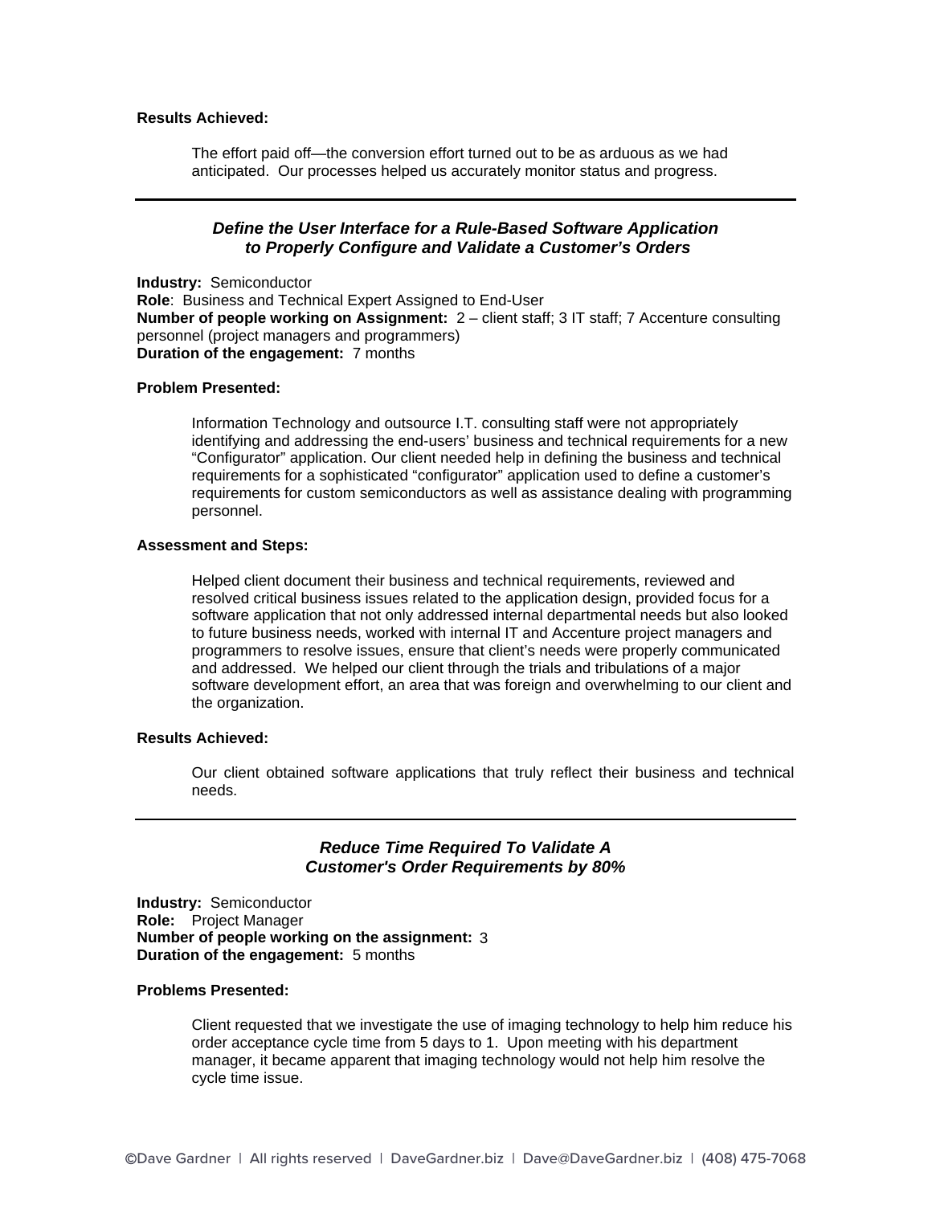**Results Achieved:**

The effort paid off—the conversion effort turned out to be as arduous as we had anticipated. Our processes helped us accurately monitor status and progress.

---

### *Define the User Interface for a Rule-Based Software Application to Properly Configure and Validate a Customer's Orders*

**Industry:** Semiconductor
**Role**: Business and Technical Expert Assigned to End-User
**Number of people working on Assignment:** 2 – client staff; 3 IT staff; 7 Accenture consulting personnel (project managers and programmers)
**Duration of the engagement:** 7 months

**Problem Presented:**

Information Technology and outsource I.T. consulting staff were not appropriately identifying and addressing the end-users' business and technical requirements for a new "Configurator" application. Our client needed help in defining the business and technical requirements for a sophisticated "configurator" application used to define a customer's requirements for custom semiconductors as well as assistance dealing with programming personnel.

**Assessment and Steps:**

Helped client document their business and technical requirements, reviewed and resolved critical business issues related to the application design, provided focus for a software application that not only addressed internal departmental needs but also looked to future business needs, worked with internal IT and Accenture project managers and programmers to resolve issues, ensure that client's needs were properly communicated and addressed. We helped our client through the trials and tribulations of a major software development effort, an area that was foreign and overwhelming to our client and the organization.

**Results Achieved:**

Our client obtained software applications that truly reflect their business and technical needs.

---

### *Reduce Time Required To Validate A Customer's Order Requirements by 80%*

**Industry:** Semiconductor
**Role:** Project Manager
**Number of people working on the assignment:** 3
**Duration of the engagement:** 5 months

**Problems Presented:**

Client requested that we investigate the use of imaging technology to help him reduce his order acceptance cycle time from 5 days to 1. Upon meeting with his department manager, it became apparent that imaging technology would not help him resolve the cycle time issue.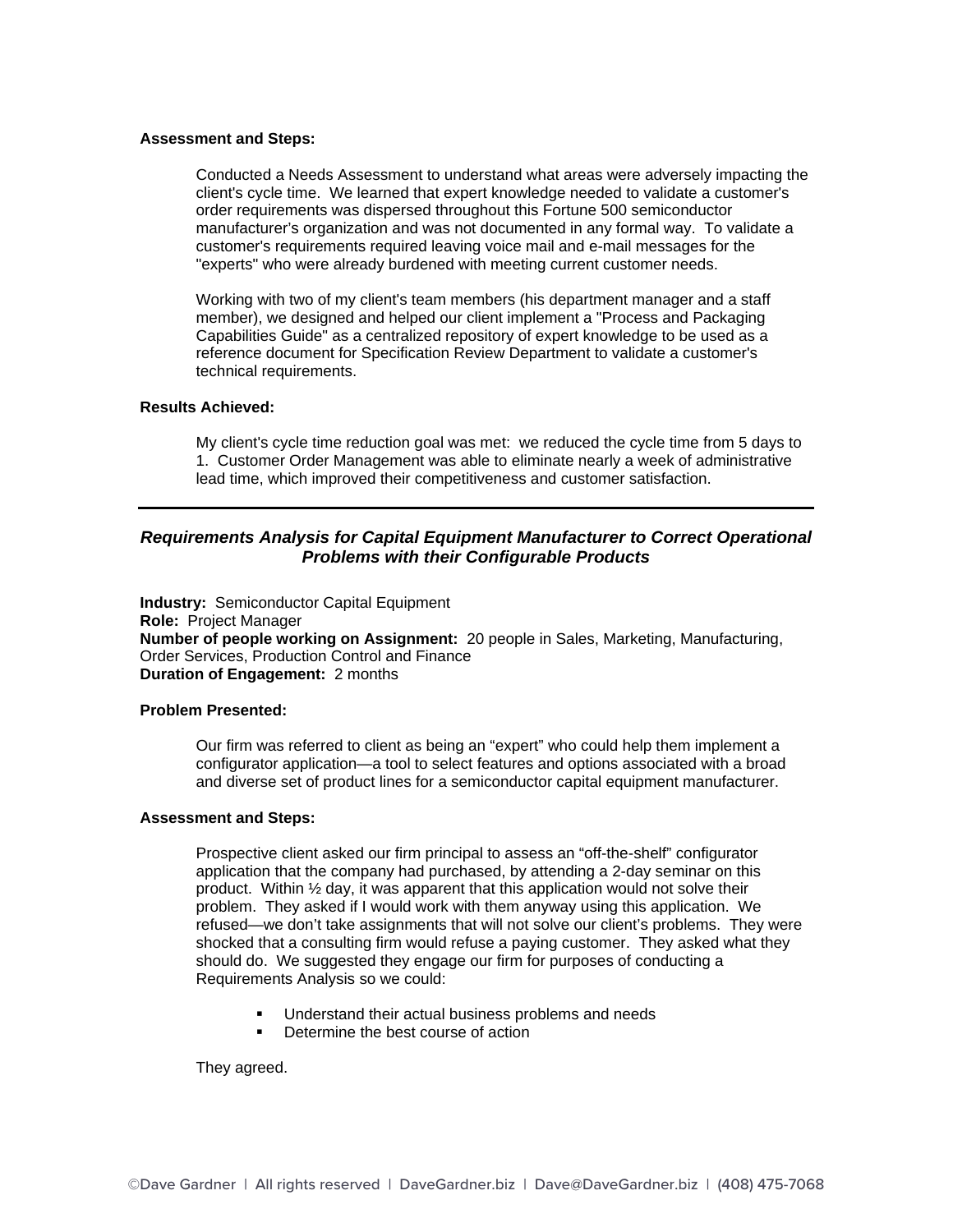**Assessment and Steps:**

Conducted a Needs Assessment to understand what areas were adversely impacting the client's cycle time. We learned that expert knowledge needed to validate a customer's order requirements was dispersed throughout this Fortune 500 semiconductor manufacturer's organization and was not documented in any formal way. To validate a customer's requirements required leaving voice mail and e-mail messages for the "experts" who were already burdened with meeting current customer needs.

Working with two of my client's team members (his department manager and a staff member), we designed and helped our client implement a "Process and Packaging Capabilities Guide" as a centralized repository of expert knowledge to be used as a reference document for Specification Review Department to validate a customer's technical requirements.

**Results Achieved:**

My client's cycle time reduction goal was met: we reduced the cycle time from 5 days to 1. Customer Order Management was able to eliminate nearly a week of administrative lead time, which improved their competitiveness and customer satisfaction.

---

### *Requirements Analysis for Capital Equipment Manufacturer to Correct Operational Problems with their Configurable Products*

**Industry:** Semiconductor Capital Equipment
**Role:** Project Manager
**Number of people working on Assignment:** 20 people in Sales, Marketing, Manufacturing, Order Services, Production Control and Finance
**Duration of Engagement:** 2 months

**Problem Presented:**

Our firm was referred to client as being an "expert" who could help them implement a configurator application—a tool to select features and options associated with a broad and diverse set of product lines for a semiconductor capital equipment manufacturer.

**Assessment and Steps:**

Prospective client asked our firm principal to assess an "off-the-shelf" configurator application that the company had purchased, by attending a 2-day seminar on this product. Within ½ day, it was apparent that this application would not solve their problem. They asked if I would work with them anyway using this application. We refused—we don't take assignments that will not solve our client's problems. They were shocked that a consulting firm would refuse a paying customer. They asked what they should do. We suggested they engage our firm for purposes of conducting a Requirements Analysis so we could:

- Understand their actual business problems and needs
- Determine the best course of action

They agreed.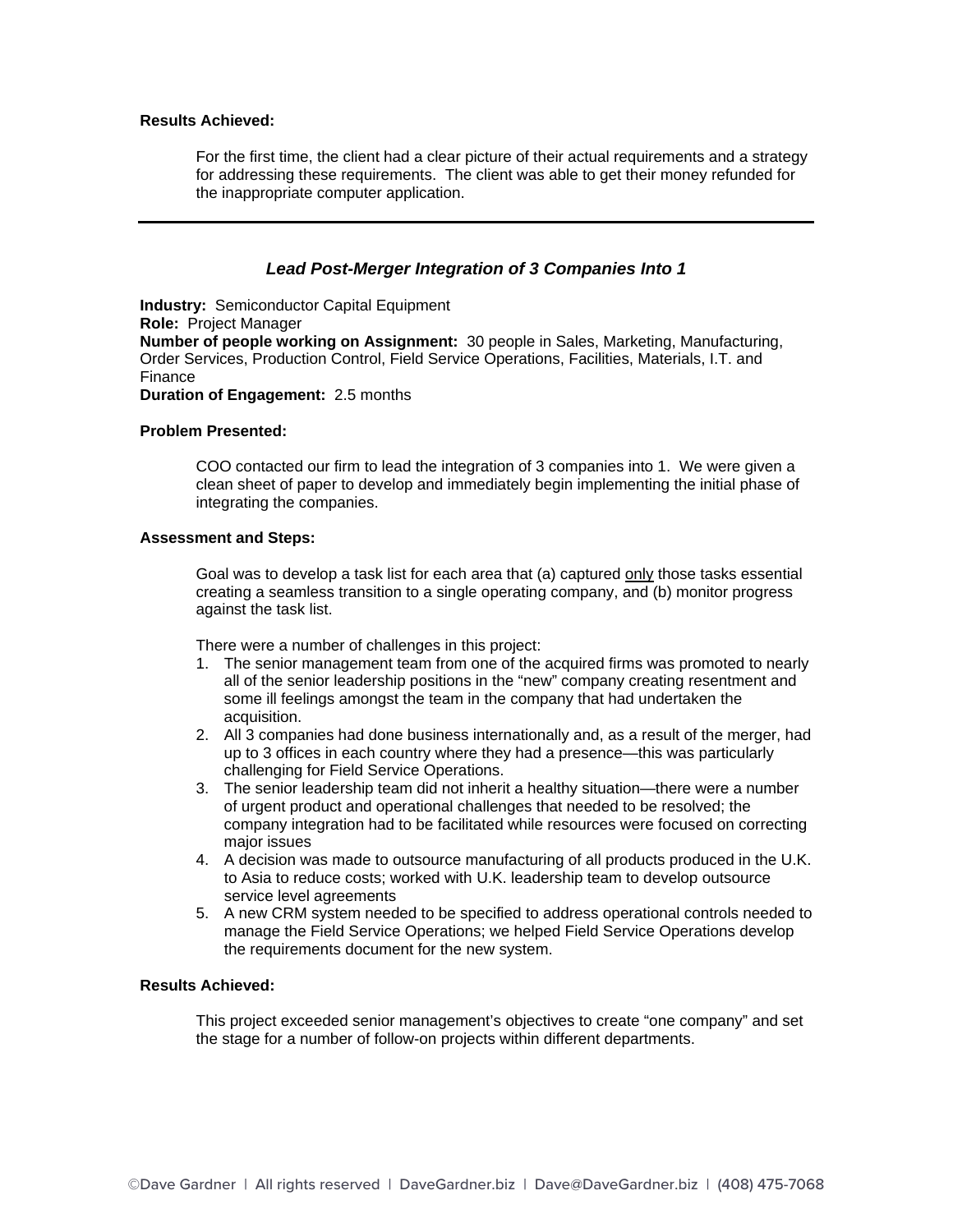**Results Achieved:**

For the first time, the client had a clear picture of their actual requirements and a strategy for addressing these requirements. The client was able to get their money refunded for the inappropriate computer application.

---

### *Lead Post-Merger Integration of 3 Companies Into 1*

**Industry:** Semiconductor Capital Equipment
**Role:** Project Manager
**Number of people working on Assignment:** 30 people in Sales, Marketing, Manufacturing, Order Services, Production Control, Field Service Operations, Facilities, Materials, I.T. and Finance
**Duration of Engagement:** 2.5 months

**Problem Presented:**

COO contacted our firm to lead the integration of 3 companies into 1. We were given a clean sheet of paper to develop and immediately begin implementing the initial phase of integrating the companies.

**Assessment and Steps:**

Goal was to develop a task list for each area that (a) captured <u>only</u> those tasks essential creating a seamless transition to a single operating company, and (b) monitor progress against the task list.

There were a number of challenges in this project:

1. The senior management team from one of the acquired firms was promoted to nearly all of the senior leadership positions in the "new" company creating resentment and some ill feelings amongst the team in the company that had undertaken the acquisition.
2. All 3 companies had done business internationally and, as a result of the merger, had up to 3 offices in each country where they had a presence—this was particularly challenging for Field Service Operations.
3. The senior leadership team did not inherit a healthy situation—there were a number of urgent product and operational challenges that needed to be resolved; the company integration had to be facilitated while resources were focused on correcting major issues
4. A decision was made to outsource manufacturing of all products produced in the U.K. to Asia to reduce costs; worked with U.K. leadership team to develop outsource service level agreements
5. A new CRM system needed to be specified to address operational controls needed to manage the Field Service Operations; we helped Field Service Operations develop the requirements document for the new system.

**Results Achieved:**

This project exceeded senior management's objectives to create "one company" and set the stage for a number of follow-on projects within different departments.